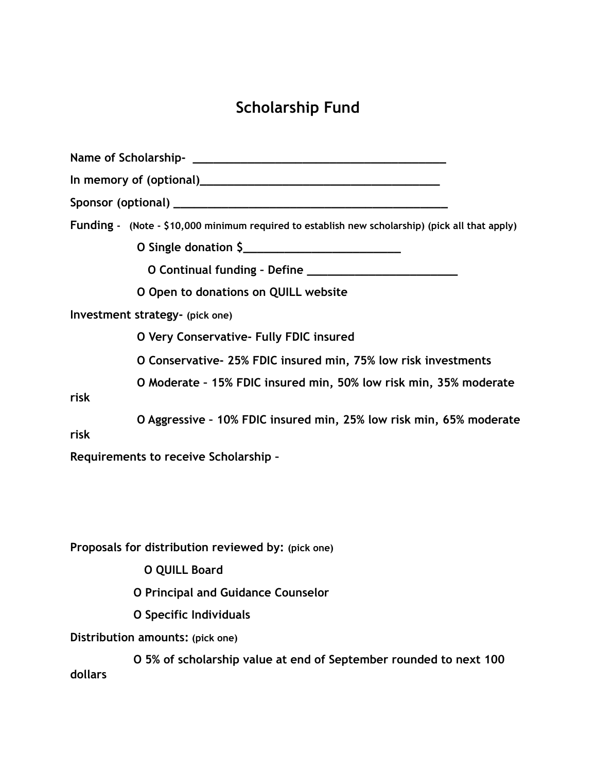# Scholarship Fund

**Name of Scholarship- ________________________________________**

**In memory of (optional)______________________________________**

**Sponsor (optional) ___________________________________________**

**Funding - (Note - $10,000 minimum required to establish new scholarship) (pick all that apply)**

- **O Single donation $_________________________**
- **O Continual funding – Define ________________________**
- **O Open to donations on QUILL website**

**Investment strategy- (pick one)**

- **O Very Conservative- Fully FDIC insured**
- **O Conservative- 25% FDIC insured min, 75% low risk investments**
- **O Moderate – 15% FDIC insured min, 50% low risk min, 35% moderate risk**
- **O Aggressive – 10% FDIC insured min, 25% low risk min, 65% moderate risk**

**Requirements to receive Scholarship –**

**Proposals for distribution reviewed by: (pick one)**

- **O QUILL Board**
- **O Principal and Guidance Counselor**
- **O Specific Individuals**

**Distribution amounts: (pick one)**

- **O 5% of scholarship value at end of September rounded to next 100 dollars**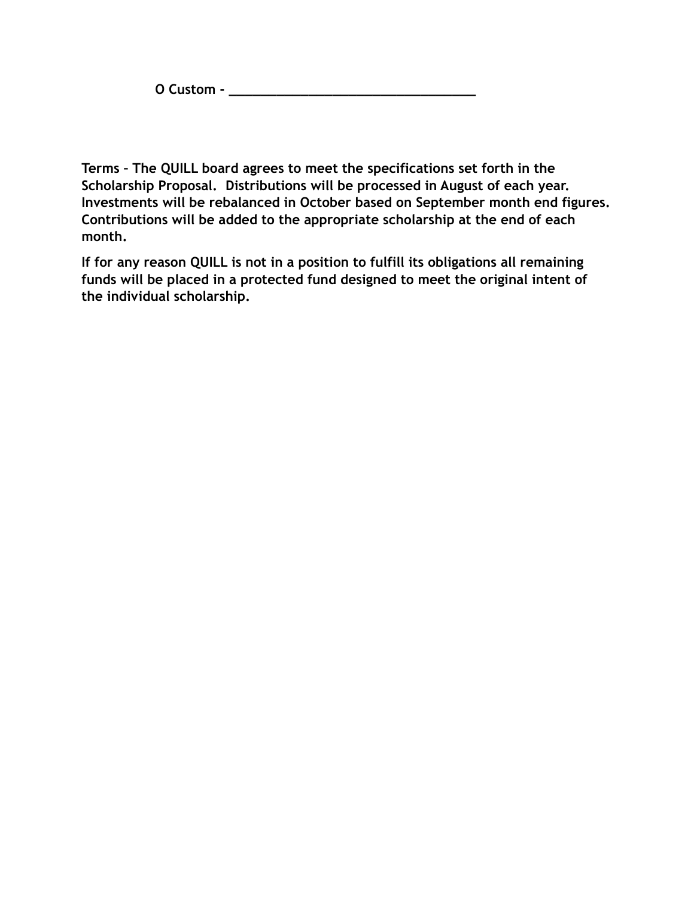**O Custom - \_\_\_\_\_\_\_\_\_\_\_\_\_\_\_\_\_\_\_\_\_\_\_\_\_\_\_\_\_\_\_\_\_\_\_**

**Terms – The QUILL board agrees to meet the specifications set forth in the Scholarship Proposal. Distributions will be processed in August of each year. Investments will be rebalanced in October based on September month end figures. Contributions will be added to the appropriate scholarship at the end of each month.**

**If for any reason QUILL is not in a position to fulfill its obligations all remaining funds will be placed in a protected fund designed to meet the original intent of the individual scholarship.**